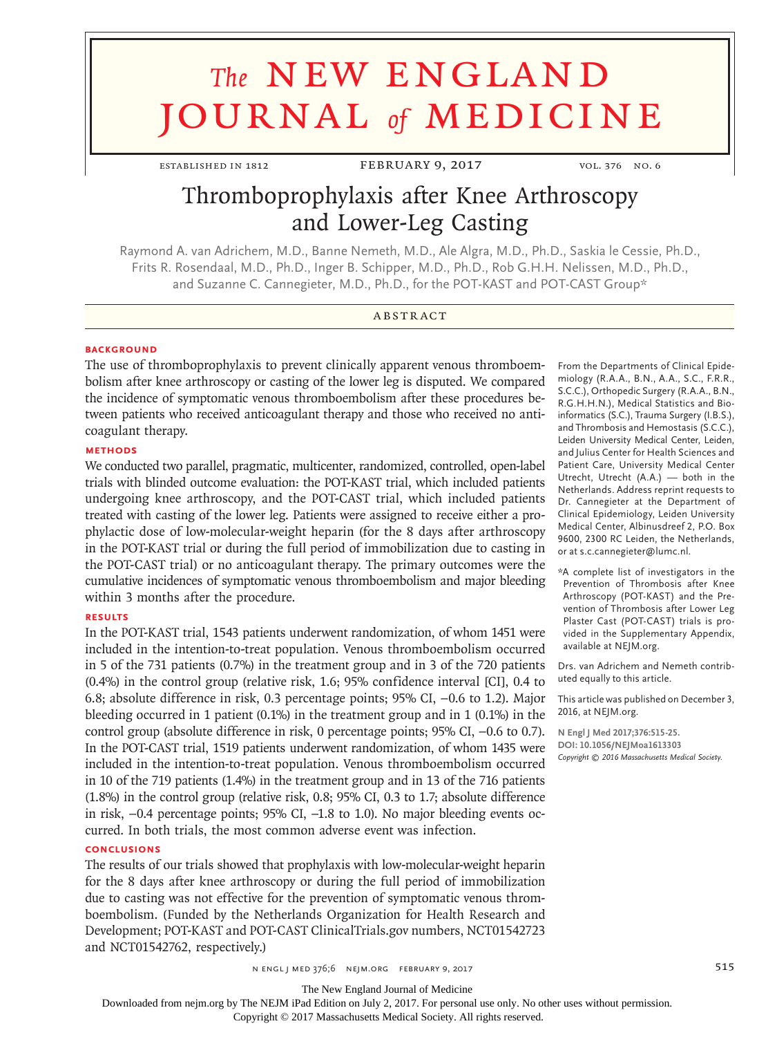# The NEW ENGLAND JOURNAL of MEDICINE

ESTABLISHED IN 1812 — FEBRUARY 9, 2017 — VOL. 376 NO. 6

# Thromboprophylaxis after Knee Arthroscopy and Lower-Leg Casting

Raymond A. van Adrichem, M.D., Banne Nemeth, M.D., Ale Algra, M.D., Ph.D., Saskia le Cessie, Ph.D., Frits R. Rosendaal, M.D., Ph.D., Inger B. Schipper, M.D., Ph.D., Rob G.H.H. Nelissen, M.D., Ph.D., and Suzanne C. Cannegieter, M.D., Ph.D., for the POT-KAST and POT-CAST Group*

## ABSTRACT

### BACKGROUND

The use of thromboprophylaxis to prevent clinically apparent venous thromboembolism after knee arthroscopy or casting of the lower leg is disputed. We compared the incidence of symptomatic venous thromboembolism after these procedures between patients who received anticoagulant therapy and those who received no anticoagulant therapy.

### METHODS

We conducted two parallel, pragmatic, multicenter, randomized, controlled, open-label trials with blinded outcome evaluation: the POT-KAST trial, which included patients undergoing knee arthroscopy, and the POT-CAST trial, which included patients treated with casting of the lower leg. Patients were assigned to receive either a prophylactic dose of low-molecular-weight heparin (for the 8 days after arthroscopy in the POT-KAST trial or during the full period of immobilization due to casting in the POT-CAST trial) or no anticoagulant therapy. The primary outcomes were the cumulative incidences of symptomatic venous thromboembolism and major bleeding within 3 months after the procedure.

### RESULTS

In the POT-KAST trial, 1543 patients underwent randomization, of whom 1451 were included in the intention-to-treat population. Venous thromboembolism occurred in 5 of the 731 patients (0.7%) in the treatment group and in 3 of the 720 patients (0.4%) in the control group (relative risk, 1.6; 95% confidence interval [CI], 0.4 to 6.8; absolute difference in risk, 0.3 percentage points; 95% CI, −0.6 to 1.2). Major bleeding occurred in 1 patient (0.1%) in the treatment group and in 1 (0.1%) in the control group (absolute difference in risk, 0 percentage points; 95% CI, −0.6 to 0.7). In the POT-CAST trial, 1519 patients underwent randomization, of whom 1435 were included in the intention-to-treat population. Venous thromboembolism occurred in 10 of the 719 patients (1.4%) in the treatment group and in 13 of the 716 patients (1.8%) in the control group (relative risk, 0.8; 95% CI, 0.3 to 1.7; absolute difference in risk, −0.4 percentage points; 95% CI, −1.8 to 1.0). No major bleeding events occurred. In both trials, the most common adverse event was infection.

### CONCLUSIONS

The results of our trials showed that prophylaxis with low-molecular-weight heparin for the 8 days after knee arthroscopy or during the full period of immobilization due to casting was not effective for the prevention of symptomatic venous thromboembolism. (Funded by the Netherlands Organization for Health Research and Development; POT-KAST and POT-CAST ClinicalTrials.gov numbers, NCT01542723 and NCT01542762, respectively.)

From the Departments of Clinical Epidemiology (R.A.A., B.N., A.A., S.C., F.R.R., S.C.C.), Orthopedic Surgery (R.A.A., B.N., R.G.H.H.N.), Medical Statistics and Bioinformatics (S.C.), Trauma Surgery (I.B.S.), and Thrombosis and Hemostasis (S.C.C.), Leiden University Medical Center, Leiden, and Julius Center for Health Sciences and Patient Care, University Medical Center Utrecht, Utrecht (A.A.) — both in the Netherlands. Address reprint requests to Dr. Cannegieter at the Department of Clinical Epidemiology, Leiden University Medical Center, Albinusdreef 2, P.O. Box 9600, 2300 RC Leiden, the Netherlands, or at s.c.cannegieter@lumc.nl.

*A complete list of investigators in the Prevention of Thrombosis after Knee Arthroscopy (POT-KAST) and the Prevention of Thrombosis after Lower Leg Plaster Cast (POT-CAST) trials is provided in the Supplementary Appendix, available at NEJM.org.

Drs. van Adrichem and Nemeth contributed equally to this article.

This article was published on December 3, 2016, at NEJM.org.

**N Engl J Med 2017;376:515-25.**
**DOI: 10.1056/NEJMoa1613303**
*Copyright © 2016 Massachusetts Medical Society.*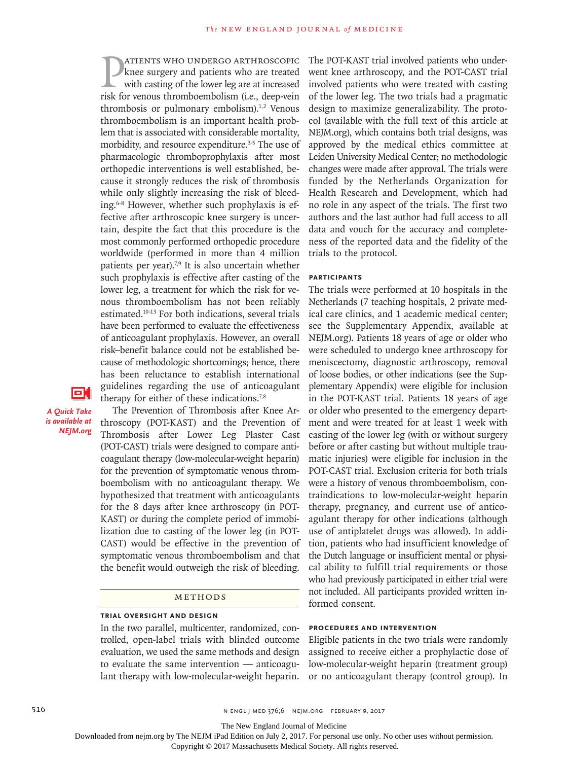Patients who undergo arthroscopic knee surgery and patients who are treated with casting of the lower leg are at increased risk for venous thromboembolism (i.e., deep-vein thrombosis or pulmonary embolism).[1,2] Venous thromboembolism is an important health problem that is associated with considerable mortality, morbidity, and resource expenditure.[3-5] The use of pharmacologic thromboprophylaxis after most orthopedic interventions is well established, because it strongly reduces the risk of thrombosis while only slightly increasing the risk of bleeding.[6-8] However, whether such prophylaxis is effective after arthroscopic knee surgery is uncertain, despite the fact that this procedure is the most commonly performed orthopedic procedure worldwide (performed in more than 4 million patients per year).[7,9] It is also uncertain whether such prophylaxis is effective after casting of the lower leg, a treatment for which the risk for venous thromboembolism has not been reliably estimated.[10-13] For both indications, several trials have been performed to evaluate the effectiveness of anticoagulant prophylaxis. However, an overall risk–benefit balance could not be established because of methodologic shortcomings; hence, there has been reluctance to establish international guidelines regarding the use of anticoagulant therapy for either of these indications.[7,8]

*A Quick Take is available at NEJM.org*

The Prevention of Thrombosis after Knee Arthroscopy (POT-KAST) and the Prevention of Thrombosis after Lower Leg Plaster Cast (POT-CAST) trials were designed to compare anticoagulant therapy (low-molecular-weight heparin) for the prevention of symptomatic venous thromboembolism with no anticoagulant therapy. We hypothesized that treatment with anticoagulants for the 8 days after knee arthroscopy (in POT-KAST) or during the complete period of immobilization due to casting of the lower leg (in POT-CAST) would be effective in the prevention of symptomatic venous thromboembolism and that the benefit would outweigh the risk of bleeding.

## Methods

### Trial Oversight and Design

In the two parallel, multicenter, randomized, controlled, open-label trials with blinded outcome evaluation, we used the same methods and design to evaluate the same intervention — anticoagulant therapy with low-molecular-weight heparin. The POT-KAST trial involved patients who underwent knee arthroscopy, and the POT-CAST trial involved patients who were treated with casting of the lower leg. The two trials had a pragmatic design to maximize generalizability. The protocol (available with the full text of this article at NEJM.org), which contains both trial designs, was approved by the medical ethics committee at Leiden University Medical Center; no methodologic changes were made after approval. The trials were funded by the Netherlands Organization for Health Research and Development, which had no role in any aspect of the trials. The first two authors and the last author had full access to all data and vouch for the accuracy and completeness of the reported data and the fidelity of the trials to the protocol.

### Participants

The trials were performed at 10 hospitals in the Netherlands (7 teaching hospitals, 2 private medical care clinics, and 1 academic medical center; see the Supplementary Appendix, available at NEJM.org). Patients 18 years of age or older who were scheduled to undergo knee arthroscopy for meniscectomy, diagnostic arthroscopy, removal of loose bodies, or other indications (see the Supplementary Appendix) were eligible for inclusion in the POT-KAST trial. Patients 18 years of age or older who presented to the emergency department and were treated for at least 1 week with casting of the lower leg (with or without surgery before or after casting but without multiple traumatic injuries) were eligible for inclusion in the POT-CAST trial. Exclusion criteria for both trials were a history of venous thromboembolism, contraindications to low-molecular-weight heparin therapy, pregnancy, and current use of anticoagulant therapy for other indications (although use of antiplatelet drugs was allowed). In addition, patients who had insufficient knowledge of the Dutch language or insufficient mental or physical ability to fulfill trial requirements or those who had previously participated in either trial were not included. All participants provided written informed consent.

### Procedures and Intervention

Eligible patients in the two trials were randomly assigned to receive either a prophylactic dose of low-molecular-weight heparin (treatment group) or no anticoagulant therapy (control group). In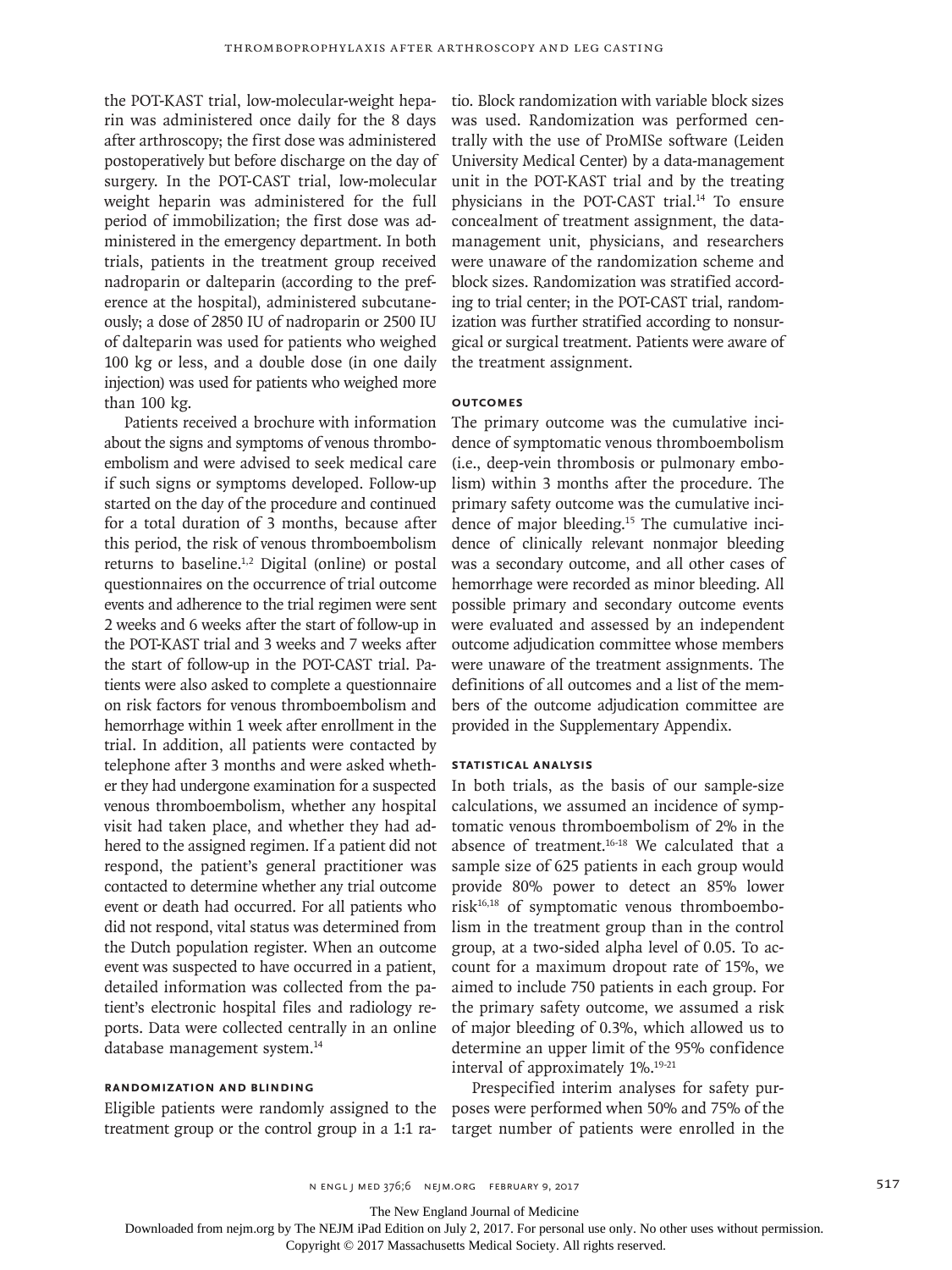the POT-KAST trial, low-molecular-weight heparin was administered once daily for the 8 days after arthroscopy; the first dose was administered postoperatively but before discharge on the day of surgery. In the POT-CAST trial, low-molecular weight heparin was administered for the full period of immobilization; the first dose was administered in the emergency department. In both trials, patients in the treatment group received nadroparin or dalteparin (according to the preference at the hospital), administered subcutaneously; a dose of 2850 IU of nadroparin or 2500 IU of dalteparin was used for patients who weighed 100 kg or less, and a double dose (in one daily injection) was used for patients who weighed more than 100 kg.

Patients received a brochure with information about the signs and symptoms of venous thromboembolism and were advised to seek medical care if such signs or symptoms developed. Follow-up started on the day of the procedure and continued for a total duration of 3 months, because after this period, the risk of venous thromboembolism returns to baseline.[1,2] Digital (online) or postal questionnaires on the occurrence of trial outcome events and adherence to the trial regimen were sent 2 weeks and 6 weeks after the start of follow-up in the POT-KAST trial and 3 weeks and 7 weeks after the start of follow-up in the POT-CAST trial. Patients were also asked to complete a questionnaire on risk factors for venous thromboembolism and hemorrhage within 1 week after enrollment in the trial. In addition, all patients were contacted by telephone after 3 months and were asked whether they had undergone examination for a suspected venous thromboembolism, whether any hospital visit had taken place, and whether they had adhered to the assigned regimen. If a patient did not respond, the patient's general practitioner was contacted to determine whether any trial outcome event or death had occurred. For all patients who did not respond, vital status was determined from the Dutch population register. When an outcome event was suspected to have occurred in a patient, detailed information was collected from the patient's electronic hospital files and radiology reports. Data were collected centrally in an online database management system.[14]

### RANDOMIZATION AND BLINDING

Eligible patients were randomly assigned to the treatment group or the control group in a 1:1 ratio. Block randomization with variable block sizes was used. Randomization was performed centrally with the use of ProMISe software (Leiden University Medical Center) by a data-management unit in the POT-KAST trial and by the treating physicians in the POT-CAST trial.[14] To ensure concealment of treatment assignment, the data-management unit, physicians, and researchers were unaware of the randomization scheme and block sizes. Randomization was stratified according to trial center; in the POT-CAST trial, randomization was further stratified according to nonsurgical or surgical treatment. Patients were aware of the treatment assignment.

### OUTCOMES

The primary outcome was the cumulative incidence of symptomatic venous thromboembolism (i.e., deep-vein thrombosis or pulmonary embolism) within 3 months after the procedure. The primary safety outcome was the cumulative incidence of major bleeding.[15] The cumulative incidence of clinically relevant nonmajor bleeding was a secondary outcome, and all other cases of hemorrhage were recorded as minor bleeding. All possible primary and secondary outcome events were evaluated and assessed by an independent outcome adjudication committee whose members were unaware of the treatment assignments. The definitions of all outcomes and a list of the members of the outcome adjudication committee are provided in the Supplementary Appendix.

### STATISTICAL ANALYSIS

In both trials, as the basis of our sample-size calculations, we assumed an incidence of symptomatic venous thromboembolism of 2% in the absence of treatment.[16-18] We calculated that a sample size of 625 patients in each group would provide 80% power to detect an 85% lower risk[16,18] of symptomatic venous thromboembolism in the treatment group than in the control group, at a two-sided alpha level of 0.05. To account for a maximum dropout rate of 15%, we aimed to include 750 patients in each group. For the primary safety outcome, we assumed a risk of major bleeding of 0.3%, which allowed us to determine an upper limit of the 95% confidence interval of approximately 1%.[19-21]

Prespecified interim analyses for safety purposes were performed when 50% and 75% of the target number of patients were enrolled in the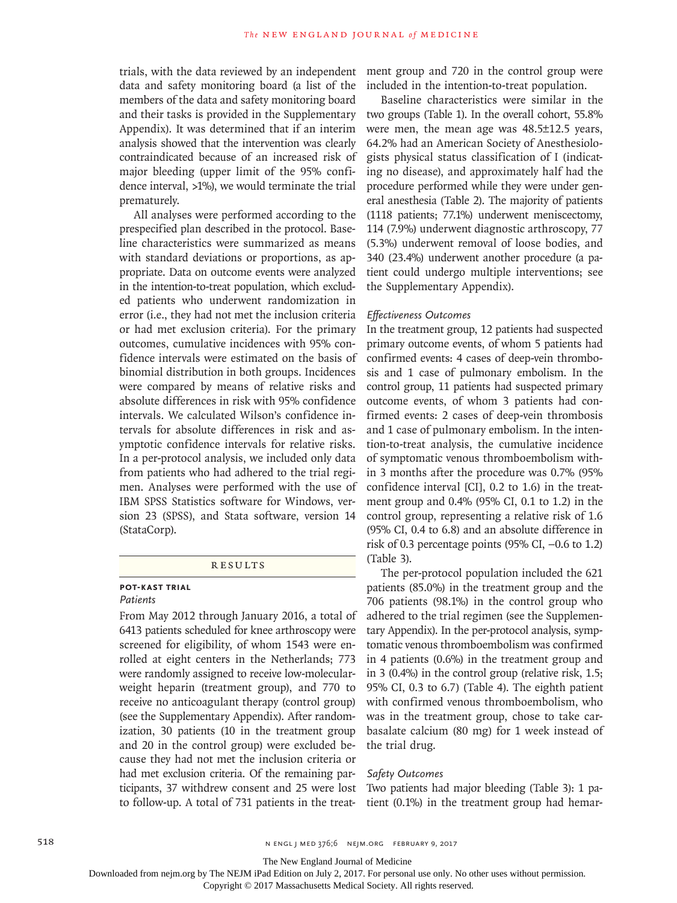trials, with the data reviewed by an independent data and safety monitoring board (a list of the members of the data and safety monitoring board and their tasks is provided in the Supplementary Appendix). It was determined that if an interim analysis showed that the intervention was clearly contraindicated because of an increased risk of major bleeding (upper limit of the 95% confidence interval, >1%), we would terminate the trial prematurely.

All analyses were performed according to the prespecified plan described in the protocol. Baseline characteristics were summarized as means with standard deviations or proportions, as appropriate. Data on outcome events were analyzed in the intention-to-treat population, which excluded patients who underwent randomization in error (i.e., they had not met the inclusion criteria or had met exclusion criteria). For the primary outcomes, cumulative incidences with 95% confidence intervals were estimated on the basis of binomial distribution in both groups. Incidences were compared by means of relative risks and absolute differences in risk with 95% confidence intervals. We calculated Wilson's confidence intervals for absolute differences in risk and asymptotic confidence intervals for relative risks. In a per-protocol analysis, we included only data from patients who had adhered to the trial regimen. Analyses were performed with the use of IBM SPSS Statistics software for Windows, version 23 (SPSS), and Stata software, version 14 (StataCorp).

## RESULTS

### POT-KAST TRIAL

#### *Patients*

From May 2012 through January 2016, a total of 6413 patients scheduled for knee arthroscopy were screened for eligibility, of whom 1543 were enrolled at eight centers in the Netherlands; 773 were randomly assigned to receive low-molecular-weight heparin (treatment group), and 770 to receive no anticoagulant therapy (control group) (see the Supplementary Appendix). After randomization, 30 patients (10 in the treatment group and 20 in the control group) were excluded because they had not met the inclusion criteria or had met exclusion criteria. Of the remaining participants, 37 withdrew consent and 25 were lost to follow-up. A total of 731 patients in the treatment group and 720 in the control group were included in the intention-to-treat population.

Baseline characteristics were similar in the two groups (Table 1). In the overall cohort, 55.8% were men, the mean age was 48.5±12.5 years, 64.2% had an American Society of Anesthesiologists physical status classification of I (indicating no disease), and approximately half had the procedure performed while they were under general anesthesia (Table 2). The majority of patients (1118 patients; 77.1%) underwent meniscectomy, 114 (7.9%) underwent diagnostic arthroscopy, 77 (5.3%) underwent removal of loose bodies, and 340 (23.4%) underwent another procedure (a patient could undergo multiple interventions; see the Supplementary Appendix).

#### *Effectiveness Outcomes*

In the treatment group, 12 patients had suspected primary outcome events, of whom 5 patients had confirmed events: 4 cases of deep-vein thrombosis and 1 case of pulmonary embolism. In the control group, 11 patients had suspected primary outcome events, of whom 3 patients had confirmed events: 2 cases of deep-vein thrombosis and 1 case of pulmonary embolism. In the intention-to-treat analysis, the cumulative incidence of symptomatic venous thromboembolism within 3 months after the procedure was 0.7% (95% confidence interval [CI], 0.2 to 1.6) in the treatment group and 0.4% (95% CI, 0.1 to 1.2) in the control group, representing a relative risk of 1.6 (95% CI, 0.4 to 6.8) and an absolute difference in risk of 0.3 percentage points (95% CI, −0.6 to 1.2) (Table 3).

The per-protocol population included the 621 patients (85.0%) in the treatment group and the 706 patients (98.1%) in the control group who adhered to the trial regimen (see the Supplementary Appendix). In the per-protocol analysis, symptomatic venous thromboembolism was confirmed in 4 patients (0.6%) in the treatment group and in 3 (0.4%) in the control group (relative risk, 1.5; 95% CI, 0.3 to 6.7) (Table 4). The eighth patient with confirmed venous thromboembolism, who was in the treatment group, chose to take carbasalate calcium (80 mg) for 1 week instead of the trial drug.

#### *Safety Outcomes*

Two patients had major bleeding (Table 3): 1 patient (0.1%) in the treatment group had hemar-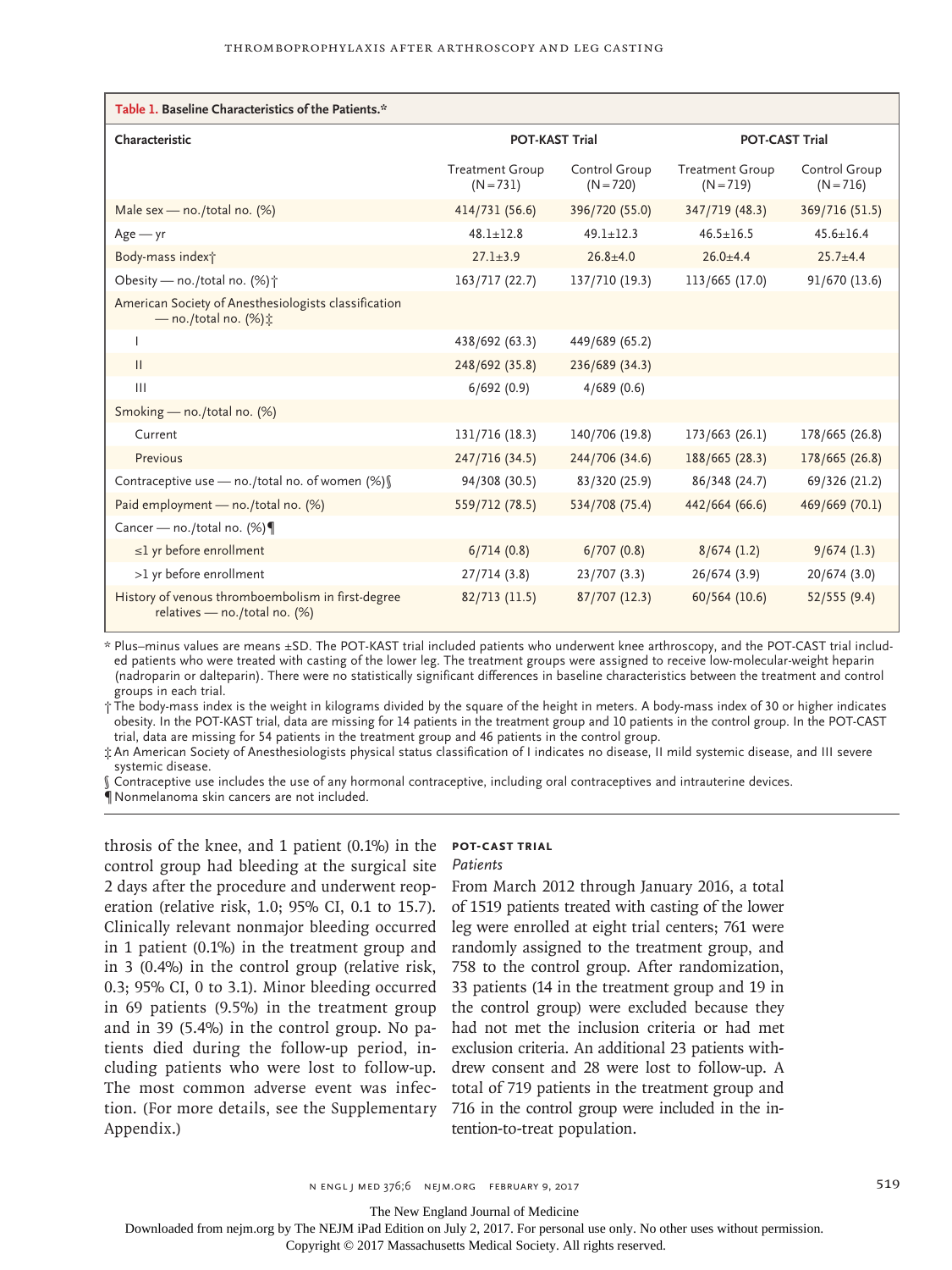**Table 1. Baseline Characteristics of the Patients.***

| Characteristic | POT-KAST Trial | | POT-CAST Trial | |
|---|---|---|---|---|
| | Treatment Group (N=731) | Control Group (N=720) | Treatment Group (N=719) | Control Group (N=716) |
| Male sex — no./total no. (%) | 414/731 (56.6) | 396/720 (55.0) | 347/719 (48.3) | 369/716 (51.5) |
| Age — yr | 48.1±12.8 | 49.1±12.3 | 46.5±16.5 | 45.6±16.4 |
| Body-mass index† | 27.1±3.9 | 26.8±4.0 | 26.0±4.4 | 25.7±4.4 |
| Obesity — no./total no. (%)† | 163/717 (22.7) | 137/710 (19.3) | 113/665 (17.0) | 91/670 (13.6) |
| American Society of Anesthesiologists classification — no./total no. (%)‡ | | | | |
| I | 438/692 (63.3) | 449/689 (65.2) | | |
| II | 248/692 (35.8) | 236/689 (34.3) | | |
| III | 6/692 (0.9) | 4/689 (0.6) | | |
| Smoking — no./total no. (%) | | | | |
| Current | 131/716 (18.3) | 140/706 (19.8) | 173/663 (26.1) | 178/665 (26.8) |
| Previous | 247/716 (34.5) | 244/706 (34.6) | 188/665 (28.3) | 178/665 (26.8) |
| Contraceptive use — no./total no. of women (%)§ | 94/308 (30.5) | 83/320 (25.9) | 86/348 (24.7) | 69/326 (21.2) |
| Paid employment — no./total no. (%) | 559/712 (78.5) | 534/708 (75.4) | 442/664 (66.6) | 469/669 (70.1) |
| Cancer — no./total no. (%)¶ | | | | |
| ≤1 yr before enrollment | 6/714 (0.8) | 6/707 (0.8) | 8/674 (1.2) | 9/674 (1.3) |
| >1 yr before enrollment | 27/714 (3.8) | 23/707 (3.3) | 26/674 (3.9) | 20/674 (3.0) |
| History of venous thromboembolism in first-degree relatives — no./total no. (%) | 82/713 (11.5) | 87/707 (12.3) | 60/564 (10.6) | 52/555 (9.4) |

\* Plus–minus values are means ±SD. The POT-KAST trial included patients who underwent knee arthroscopy, and the POT-CAST trial included patients who were treated with casting of the lower leg. The treatment groups were assigned to receive low-molecular-weight heparin (nadroparin or dalteparin). There were no statistically significant differences in baseline characteristics between the treatment and control groups in each trial.

† The body-mass index is the weight in kilograms divided by the square of the height in meters. A body-mass index of 30 or higher indicates obesity. In the POT-KAST trial, data are missing for 14 patients in the treatment group and 10 patients in the control group. In the POT-CAST trial, data are missing for 54 patients in the treatment group and 46 patients in the control group.

‡ An American Society of Anesthesiologists physical status classification of I indicates no disease, II mild systemic disease, and III severe systemic disease.

§ Contraceptive use includes the use of any hormonal contraceptive, including oral contraceptives and intrauterine devices.

¶ Nonmelanoma skin cancers are not included.

throsis of the knee, and 1 patient (0.1%) in the control group had bleeding at the surgical site 2 days after the procedure and underwent reoperation (relative risk, 1.0; 95% CI, 0.1 to 15.7). Clinically relevant nonmajor bleeding occurred in 1 patient (0.1%) in the treatment group and in 3 (0.4%) in the control group (relative risk, 0.3; 95% CI, 0 to 3.1). Minor bleeding occurred in 69 patients (9.5%) in the treatment group and in 39 (5.4%) in the control group. No patients died during the follow-up period, including patients who were lost to follow-up. The most common adverse event was infection. (For more details, see the Supplementary Appendix.)

### POT-CAST TRIAL

*Patients*

From March 2012 through January 2016, a total of 1519 patients treated with casting of the lower leg were enrolled at eight trial centers; 761 were randomly assigned to the treatment group, and 758 to the control group. After randomization, 33 patients (14 in the treatment group and 19 in the control group) were excluded because they had not met the inclusion criteria or had met exclusion criteria. An additional 23 patients withdrew consent and 28 were lost to follow-up. A total of 719 patients in the treatment group and 716 in the control group were included in the intention-to-treat population.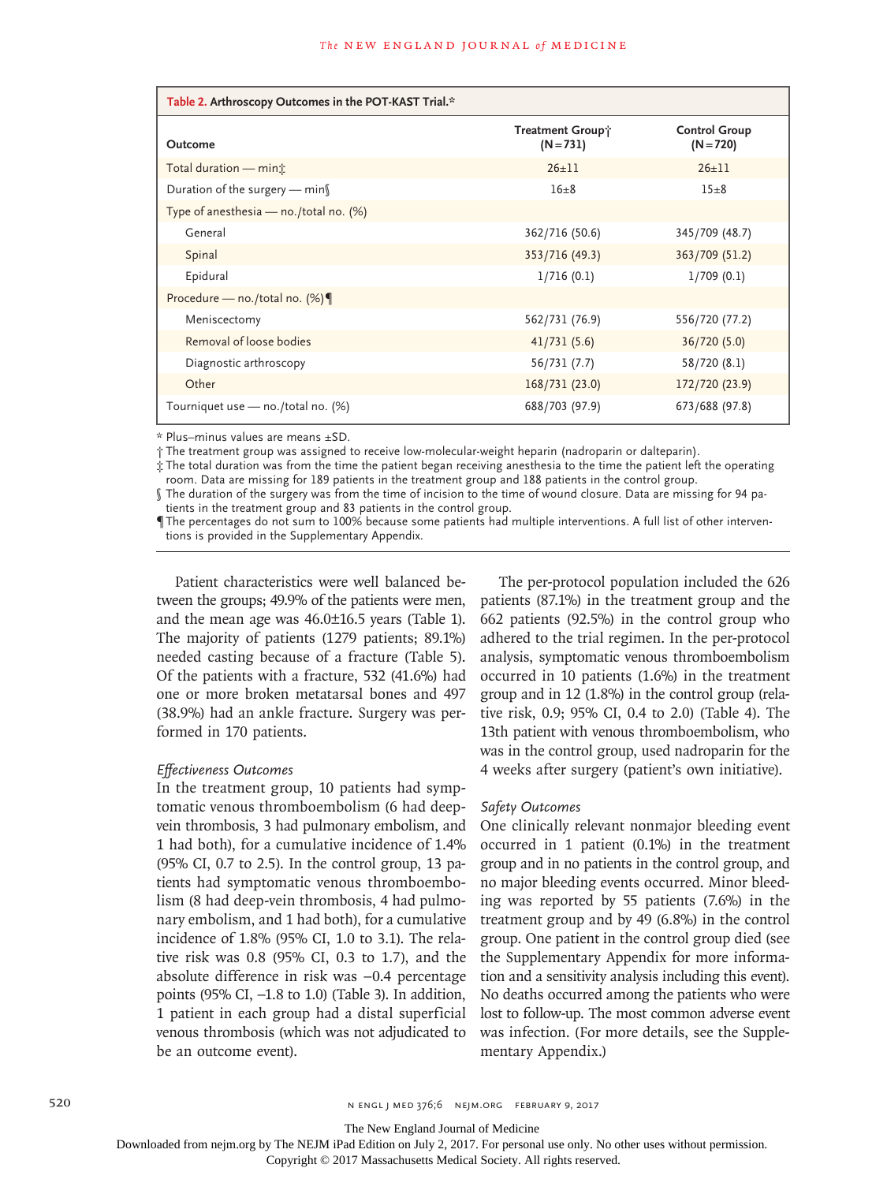**Table 2. Arthroscopy Outcomes in the POT-KAST Trial.***

| Outcome | Treatment Group† (N=731) | Control Group (N=720) |
|---|---|---|
| Total duration — min‡ | 26±11 | 26±11 |
| Duration of the surgery — min§ | 16±8 | 15±8 |
| Type of anesthesia — no./total no. (%) | | |
| General | 362/716 (50.6) | 345/709 (48.7) |
| Spinal | 353/716 (49.3) | 363/709 (51.2) |
| Epidural | 1/716 (0.1) | 1/709 (0.1) |
| Procedure — no./total no. (%)¶ | | |
| Meniscectomy | 562/731 (76.9) | 556/720 (77.2) |
| Removal of loose bodies | 41/731 (5.6) | 36/720 (5.0) |
| Diagnostic arthroscopy | 56/731 (7.7) | 58/720 (8.1) |
| Other | 168/731 (23.0) | 172/720 (23.9) |
| Tourniquet use — no./total no. (%) | 688/703 (97.9) | 673/688 (97.8) |

\* Plus–minus values are means ±SD.

† The treatment group was assigned to receive low-molecular-weight heparin (nadroparin or dalteparin).

‡ The total duration was from the time the patient began receiving anesthesia to the time the patient left the operating room. Data are missing for 189 patients in the treatment group and 188 patients in the control group.

§ The duration of the surgery was from the time of incision to the time of wound closure. Data are missing for 94 patients in the treatment group and 83 patients in the control group.

¶ The percentages do not sum to 100% because some patients had multiple interventions. A full list of other interventions is provided in the Supplementary Appendix.

Patient characteristics were well balanced between the groups; 49.9% of the patients were men, and the mean age was 46.0±16.5 years (Table 1). The majority of patients (1279 patients; 89.1%) needed casting because of a fracture (Table 5). Of the patients with a fracture, 532 (41.6%) had one or more broken metatarsal bones and 497 (38.9%) had an ankle fracture. Surgery was performed in 170 patients.

### *Effectiveness Outcomes*

In the treatment group, 10 patients had symptomatic venous thromboembolism (6 had deep-vein thrombosis, 3 had pulmonary embolism, and 1 had both), for a cumulative incidence of 1.4% (95% CI, 0.7 to 2.5). In the control group, 13 patients had symptomatic venous thromboembolism (8 had deep-vein thrombosis, 4 had pulmonary embolism, and 1 had both), for a cumulative incidence of 1.8% (95% CI, 1.0 to 3.1). The relative risk was 0.8 (95% CI, 0.3 to 1.7), and the absolute difference in risk was −0.4 percentage points (95% CI, −1.8 to 1.0) (Table 3). In addition, 1 patient in each group had a distal superficial venous thrombosis (which was not adjudicated to be an outcome event).

The per-protocol population included the 626 patients (87.1%) in the treatment group and the 662 patients (92.5%) in the control group who adhered to the trial regimen. In the per-protocol analysis, symptomatic venous thromboembolism occurred in 10 patients (1.6%) in the treatment group and in 12 (1.8%) in the control group (relative risk, 0.9; 95% CI, 0.4 to 2.0) (Table 4). The 13th patient with venous thromboembolism, who was in the control group, used nadroparin for the 4 weeks after surgery (patient's own initiative).

### *Safety Outcomes*

One clinically relevant nonmajor bleeding event occurred in 1 patient (0.1%) in the treatment group and in no patients in the control group, and no major bleeding events occurred. Minor bleeding was reported by 55 patients (7.6%) in the treatment group and by 49 (6.8%) in the control group. One patient in the control group died (see the Supplementary Appendix for more information and a sensitivity analysis including this event). No deaths occurred among the patients who were lost to follow-up. The most common adverse event was infection. (For more details, see the Supplementary Appendix.)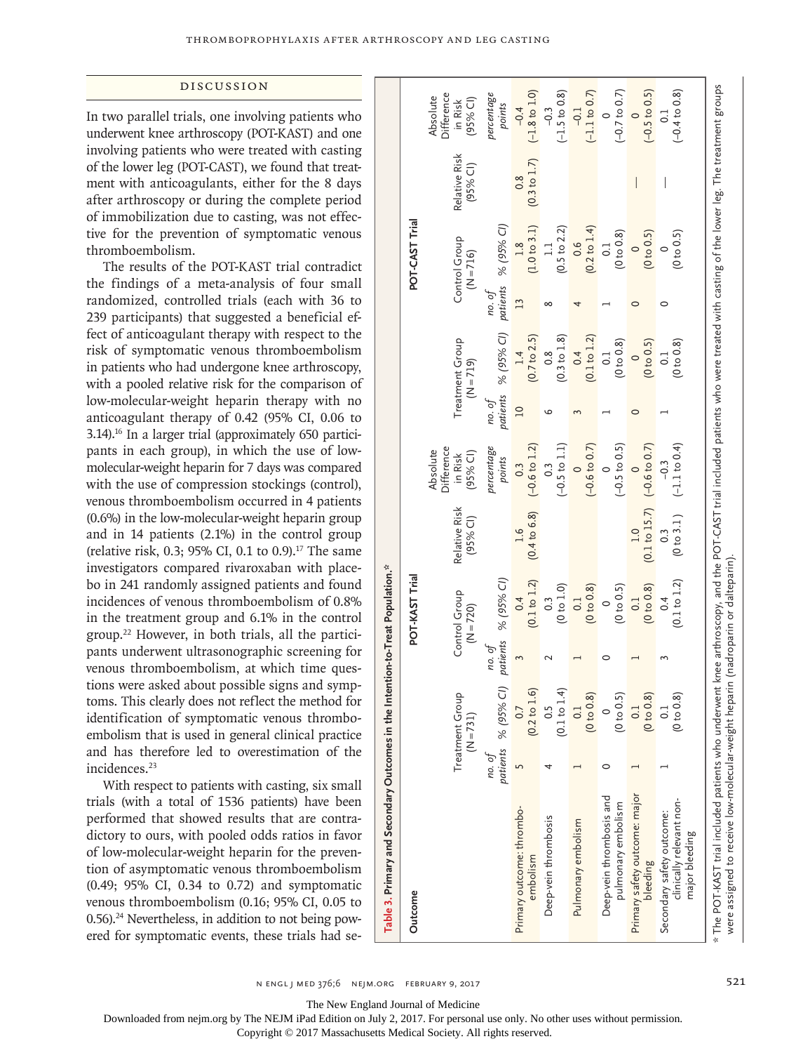## Discussion

In two parallel trials, one involving patients who underwent knee arthroscopy (POT-KAST) and one involving patients who were treated with casting of the lower leg (POT-CAST), we found that treatment with anticoagulants, either for the 8 days after arthroscopy or during the complete period of immobilization due to casting, was not effective for the prevention of symptomatic venous thromboembolism.

The results of the POT-KAST trial contradict the findings of a meta-analysis of four small randomized, controlled trials (each with 36 to 239 participants) that suggested a beneficial effect of anticoagulant therapy with respect to the risk of symptomatic venous thromboembolism in patients who had undergone knee arthroscopy, with a pooled relative risk for the comparison of low-molecular-weight heparin therapy with no anticoagulant therapy of 0.42 (95% CI, 0.06 to 3.14).[16] In a larger trial (approximately 650 participants in each group), in which the use of low-molecular-weight heparin for 7 days was compared with the use of compression stockings (control), venous thromboembolism occurred in 4 patients (0.6%) in the low-molecular-weight heparin group and in 14 patients (2.1%) in the control group (relative risk, 0.3; 95% CI, 0.1 to 0.9).[17] The same investigators compared rivaroxaban with placebo in 241 randomly assigned patients and found incidences of venous thromboembolism of 0.8% in the treatment group and 6.1% in the control group.[22] However, in both trials, all the participants underwent ultrasonographic screening for venous thromboembolism, at which time questions were asked about possible signs and symptoms. This clearly does not reflect the method for identification of symptomatic venous thromboembolism that is used in general clinical practice and has therefore led to overestimation of the incidences.[23]

With respect to patients with casting, six small trials (with a total of 1536 patients) have been performed that showed results that are contradictory to ours, with pooled odds ratios in favor of low-molecular-weight heparin for the prevention of asymptomatic venous thromboembolism (0.49; 95% CI, 0.34 to 0.72) and symptomatic venous thromboembolism (0.16; 95% CI, 0.05 to 0.56).[24] Nevertheless, in addition to not being powered for symptomatic events, these trials had se-

**Table 3. Primary and Secondary Outcomes in the Intention-to-Treat Population.***

| Outcome | POT-KAST Trial | | | | | | POT-CAST Trial | | | | | |
|---|---|---|---|---|---|---|---|---|---|---|---|---|
| | Treatment Group (N=731) | | Control Group (N=720) | | Relative Risk (95% CI) | Absolute Difference in Risk (95% CI) | Treatment Group (N=719) | | Control Group (N=716) | | Relative Risk (95% CI) | Absolute Difference in Risk (95% CI) |
| | no. of patients | % (95% CI) | no. of patients | % (95% CI) | | percentage points | no. of patients | % (95% CI) | no. of patients | % (95% CI) | | percentage points |
| Primary outcome: thromboembolism | 5 | 0.7 (0.2 to 1.6) | 3 | 0.4 (0.1 to 1.2) | 1.6 (0.4 to 6.8) | 0.3 (−0.6 to 1.2) | 10 | 1.4 (0.7 to 2.5) | 13 | 1.8 (1.0 to 3.1) | 0.8 (0.3 to 1.7) | −0.4 (−1.8 to 1.0) |
| Deep-vein thrombosis | 4 | 0.5 (0.1 to 1.4) | 2 | 0.3 (0 to 1.0) | | 0.3 (−0.5 to 1.1) | 6 | 0.8 (0.3 to 1.8) | 8 | 1.1 (0.5 to 2.2) | | −0.3 (−1.5 to 0.8) |
| Pulmonary embolism | 1 | 0.1 (0 to 0.8) | 1 | 0.1 (0 to 0.8) | | 0 (−0.6 to 0.7) | 3 | 0.4 (0.1 to 1.2) | 4 | 0.6 (0.2 to 1.4) | | −0.1 (−1.1 to 0.7) |
| Deep-vein thrombosis and pulmonary embolism | 0 | 0 (0 to 0.5) | 0 | 0 (0 to 0.5) | | 0 (−0.5 to 0.5) | 1 | 0.1 (0 to 0.8) | 1 | 0.1 (0 to 0.8) | | 0 (−0.7 to 0.7) |
| Primary safety outcome: major bleeding | 1 | 0.1 (0 to 0.8) | 1 | 0.1 (0 to 0.8) | 1.0 (0.1 to 15.7) | 0 (−0.6 to 0.7) | 0 | 0 (0 to 0.5) | 0 | 0 (0 to 0.5) | — | 0 (−0.5 to 0.5) |
| Secondary safety outcome: clinically relevant non-major bleeding | 1 | 0.1 (0 to 0.8) | 3 | 0.4 (0.1 to 1.2) | 0.3 (0 to 3.1) | −0.3 (−1.1 to 0.4) | 1 | 0.1 (0 to 0.8) | 0 | 0 (0 to 0.5) | — | 0.1 (−0.4 to 0.8) |

\* The POT-KAST trial included patients who underwent knee arthroscopy, and the POT-CAST trial included patients who were treated with casting of the lower leg. The treatment groups were assigned to receive low-molecular-weight heparin (nadroparin or dalteparin).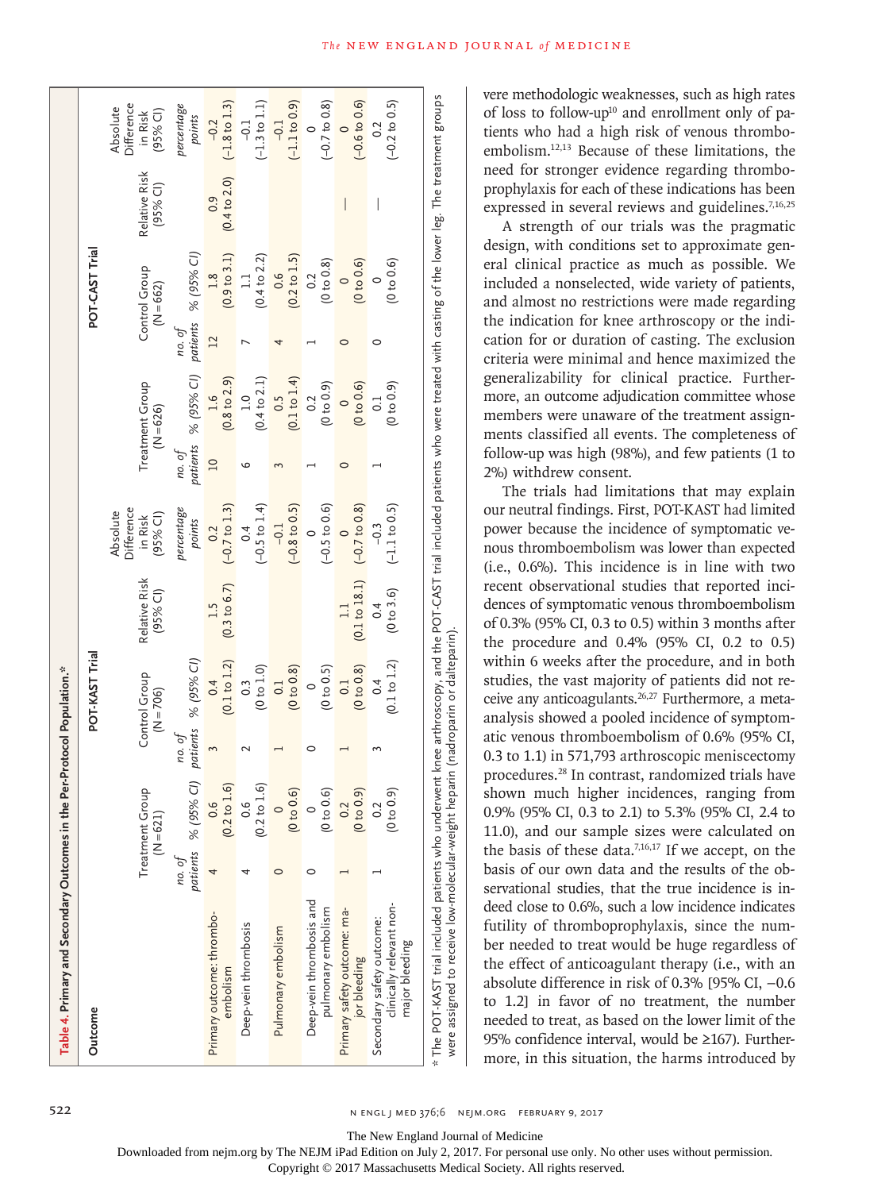**Table 4. Primary and Secondary Outcomes in the Per-Protocol Population.***

| Outcome | POT-KAST Trial | | | | | | POT-CAST Trial | | | | | |
|---|---|---|---|---|---|---|---|---|---|---|---|---|
| | Treatment Group (N=621) | | Control Group (N=706) | | Relative Risk (95% CI) | Absolute Difference in Risk (95% CI) | Treatment Group (N=626) | | Control Group (N=662) | | Relative Risk (95% CI) | Absolute Difference in Risk (95% CI) |
| | no. of patients | % (95% CI) | no. of patients | % (95% CI) | | percentage points | no. of patients | % (95% CI) | no. of patients | % (95% CI) | | percentage points |
| Primary outcome: thromboembolism | 4 | 0.6 (0.2 to 1.6) | 3 | 0.4 (0.1 to 1.2) | 1.5 (0.3 to 6.7) | 0.2 (−0.7 to 1.3) | 10 | 1.6 (0.8 to 2.9) | 12 | 1.8 (0.9 to 3.1) | 0.9 (0.4 to 2.0) | −0.2 (−1.8 to 1.3) |
| Deep-vein thrombosis | 4 | 0.6 (0.2 to 1.6) | 2 | 0.3 (0 to 1.0) | | 0.4 (−0.5 to 1.4) | 6 | 1.0 (0.4 to 2.1) | 7 | 1.1 (0.4 to 2.2) | | −0.1 (−1.3 to 1.1) |
| Pulmonary embolism | 0 | 0 (0 to 0.6) | 1 | 0.1 (0 to 0.8) | | −0.1 (−0.8 to 0.5) | 3 | 0.5 (0.1 to 1.4) | 4 | 0.6 (0.2 to 1.5) | | −0.1 (−1.1 to 0.9) |
| Deep-vein thrombosis and pulmonary embolism | 0 | 0 (0 to 0.6) | 0 | 0 (0 to 0.5) | | 0 (−0.5 to 0.6) | 1 | 0.2 (0 to 0.9) | 1 | 0.2 (0 to 0.8) | | 0 (−0.7 to 0.8) |
| Primary safety outcome: major bleeding | 1 | 0.2 (0 to 0.9) | 1 | 0.1 (0 to 0.8) | 1.1 (0.1 to 18.1) | 0 (−0.7 to 0.8) | 0 | 0 (0 to 0.6) | 0 | 0 (0 to 0.6) | — | 0 (−0.6 to 0.6) |
| Secondary safety outcome: clinically relevant non-major bleeding | 1 | 0.2 (0 to 0.9) | 3 | 0.4 (0.1 to 1.2) | 0.4 (0 to 3.6) | −0.3 (−1.1 to 0.5) | 1 | 0.1 (0 to 0.9) | 0 | 0 (0 to 0.6) | — | 0.2 (−0.2 to 0.5) |

\* The POT-KAST trial included patients who underwent knee arthroscopy, and the POT-CAST trial included patients who were treated with casting of the lower leg. The treatment groups were assigned to receive low-molecular-weight heparin (nadroparin or dalteparin).

vere methodologic weaknesses, such as high rates of loss to follow-up[10] and enrollment only of patients who had a high risk of venous thromboembolism.[12,13] Because of these limitations, the need for stronger evidence regarding thromboprophylaxis for each of these indications has been expressed in several reviews and guidelines.[7,16,25]

A strength of our trials was the pragmatic design, with conditions set to approximate general clinical practice as much as possible. We included a nonselected, wide variety of patients, and almost no restrictions were made regarding the indication for knee arthroscopy or the indication for or duration of casting. The exclusion criteria were minimal and hence maximized the generalizability for clinical practice. Furthermore, an outcome adjudication committee whose members were unaware of the treatment assignments classified all events. The completeness of follow-up was high (98%), and few patients (1 to 2%) withdrew consent.

The trials had limitations that may explain our neutral findings. First, POT-KAST had limited power because the incidence of symptomatic venous thromboembolism was lower than expected (i.e., 0.6%). This incidence is in line with two recent observational studies that reported incidences of symptomatic venous thromboembolism of 0.3% (95% CI, 0.3 to 0.5) within 3 months after the procedure and 0.4% (95% CI, 0.2 to 0.5) within 6 weeks after the procedure, and in both studies, the vast majority of patients did not receive any anticoagulants.[26,27] Furthermore, a meta-analysis showed a pooled incidence of symptomatic venous thromboembolism of 0.6% (95% CI, 0.3 to 1.1) in 571,793 arthroscopic meniscectomy procedures.[28] In contrast, randomized trials have shown much higher incidences, ranging from 0.9% (95% CI, 0.3 to 2.1) to 5.3% (95% CI, 2.4 to 11.0), and our sample sizes were calculated on the basis of these data.[7,16,17] If we accept, on the basis of our own data and the results of the observational studies, that the true incidence is indeed close to 0.6%, such a low incidence indicates futility of thromboprophylaxis, since the number needed to treat would be huge regardless of the effect of anticoagulant therapy (i.e., with an absolute difference in risk of 0.3% [95% CI, −0.6 to 1.2] in favor of no treatment, the number needed to treat, as based on the lower limit of the 95% confidence interval, would be ≥167). Furthermore, in this situation, the harms introduced by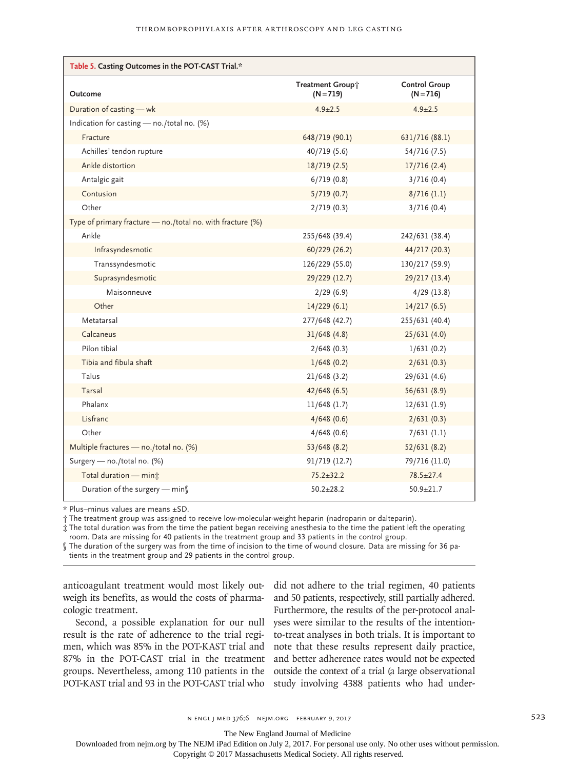**Table 5. Casting Outcomes in the POT-CAST Trial.***

| Outcome | Treatment Group† (N=719) | Control Group (N=716) |
|---|---|---|
| Duration of casting — wk | 4.9±2.5 | 4.9±2.5 |
| Indication for casting — no./total no. (%) | | |
| Fracture | 648/719 (90.1) | 631/716 (88.1) |
| Achilles' tendon rupture | 40/719 (5.6) | 54/716 (7.5) |
| Ankle distortion | 18/719 (2.5) | 17/716 (2.4) |
| Antalgic gait | 6/719 (0.8) | 3/716 (0.4) |
| Contusion | 5/719 (0.7) | 8/716 (1.1) |
| Other | 2/719 (0.3) | 3/716 (0.4) |
| Type of primary fracture — no./total no. with fracture (%) | | |
| Ankle | 255/648 (39.4) | 242/631 (38.4) |
| Infrasyndesmotic | 60/229 (26.2) | 44/217 (20.3) |
| Transsyndesmotic | 126/229 (55.0) | 130/217 (59.9) |
| Suprasyndesmotic | 29/229 (12.7) | 29/217 (13.4) |
| Maisonneuve | 2/29 (6.9) | 4/29 (13.8) |
| Other | 14/229 (6.1) | 14/217 (6.5) |
| Metatarsal | 277/648 (42.7) | 255/631 (40.4) |
| Calcaneus | 31/648 (4.8) | 25/631 (4.0) |
| Pilon tibial | 2/648 (0.3) | 1/631 (0.2) |
| Tibia and fibula shaft | 1/648 (0.2) | 2/631 (0.3) |
| Talus | 21/648 (3.2) | 29/631 (4.6) |
| Tarsal | 42/648 (6.5) | 56/631 (8.9) |
| Phalanx | 11/648 (1.7) | 12/631 (1.9) |
| Lisfranc | 4/648 (0.6) | 2/631 (0.3) |
| Other | 4/648 (0.6) | 7/631 (1.1) |
| Multiple fractures — no./total no. (%) | 53/648 (8.2) | 52/631 (8.2) |
| Surgery — no./total no. (%) | 91/719 (12.7) | 79/716 (11.0) |
| Total duration — min‡ | 75.2±32.2 | 78.5±27.4 |
| Duration of the surgery — min§ | 50.2±28.2 | 50.9±21.7 |

\* Plus–minus values are means ±SD.
† The treatment group was assigned to receive low-molecular-weight heparin (nadroparin or dalteparin).
‡ The total duration was from the time the patient began receiving anesthesia to the time the patient left the operating room. Data are missing for 40 patients in the treatment group and 33 patients in the control group.
§ The duration of the surgery was from the time of incision to the time of wound closure. Data are missing for 36 patients in the treatment group and 29 patients in the control group.

anticoagulant treatment would most likely outweigh its benefits, as would the costs of pharmacologic treatment.

Second, a possible explanation for our null result is the rate of adherence to the trial regimen, which was 85% in the POT-KAST trial and 87% in the POT-CAST trial in the treatment groups. Nevertheless, among 110 patients in the POT-KAST trial and 93 in the POT-CAST trial who did not adhere to the trial regimen, 40 patients and 50 patients, respectively, still partially adhered. Furthermore, the results of the per-protocol analyses were similar to the results of the intention-to-treat analyses in both trials. It is important to note that these results represent daily practice, and better adherence rates would not be expected outside the context of a trial (a large observational study involving 4388 patients who had under-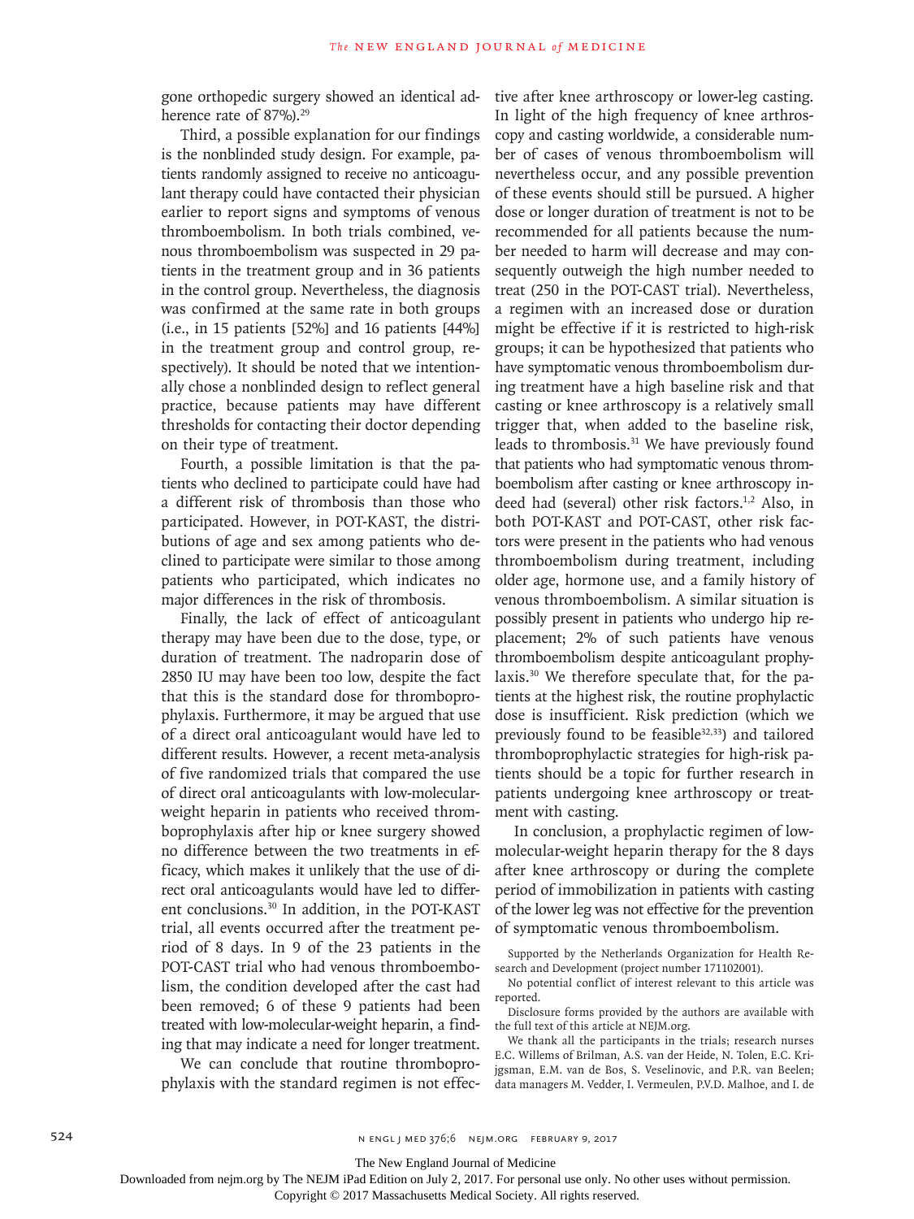gone orthopedic surgery showed an identical adherence rate of 87%).[29]

Third, a possible explanation for our findings is the nonblinded study design. For example, patients randomly assigned to receive no anticoagulant therapy could have contacted their physician earlier to report signs and symptoms of venous thromboembolism. In both trials combined, venous thromboembolism was suspected in 29 patients in the treatment group and in 36 patients in the control group. Nevertheless, the diagnosis was confirmed at the same rate in both groups (i.e., in 15 patients [52%] and 16 patients [44%] in the treatment group and control group, respectively). It should be noted that we intentionally chose a nonblinded design to reflect general practice, because patients may have different thresholds for contacting their doctor depending on their type of treatment.

Fourth, a possible limitation is that the patients who declined to participate could have had a different risk of thrombosis than those who participated. However, in POT-KAST, the distributions of age and sex among patients who declined to participate were similar to those among patients who participated, which indicates no major differences in the risk of thrombosis.

Finally, the lack of effect of anticoagulant therapy may have been due to the dose, type, or duration of treatment. The nadroparin dose of 2850 IU may have been too low, despite the fact that this is the standard dose for thromboprophylaxis. Furthermore, it may be argued that use of a direct oral anticoagulant would have led to different results. However, a recent meta-analysis of five randomized trials that compared the use of direct oral anticoagulants with low-molecular-weight heparin in patients who received thromboprophylaxis after hip or knee surgery showed no difference between the two treatments in efficacy, which makes it unlikely that the use of direct oral anticoagulants would have led to different conclusions.[30] In addition, in the POT-KAST trial, all events occurred after the treatment period of 8 days. In 9 of the 23 patients in the POT-CAST trial who had venous thromboembolism, the condition developed after the cast had been removed; 6 of these 9 patients had been treated with low-molecular-weight heparin, a finding that may indicate a need for longer treatment.

We can conclude that routine thromboprophylaxis with the standard regimen is not effective after knee arthroscopy or lower-leg casting. In light of the high frequency of knee arthroscopy and casting worldwide, a considerable number of cases of venous thromboembolism will nevertheless occur, and any possible prevention of these events should still be pursued. A higher dose or longer duration of treatment is not to be recommended for all patients because the number needed to harm will decrease and may consequently outweigh the high number needed to treat (250 in the POT-CAST trial). Nevertheless, a regimen with an increased dose or duration might be effective if it is restricted to high-risk groups; it can be hypothesized that patients who have symptomatic venous thromboembolism during treatment have a high baseline risk and that casting or knee arthroscopy is a relatively small trigger that, when added to the baseline risk, leads to thrombosis.[31] We have previously found that patients who had symptomatic venous thromboembolism after casting or knee arthroscopy indeed had (several) other risk factors.[1,2] Also, in both POT-KAST and POT-CAST, other risk factors were present in the patients who had venous thromboembolism during treatment, including older age, hormone use, and a family history of venous thromboembolism. A similar situation is possibly present in patients who undergo hip replacement; 2% of such patients have venous thromboembolism despite anticoagulant prophylaxis.[30] We therefore speculate that, for the patients at the highest risk, the routine prophylactic dose is insufficient. Risk prediction (which we previously found to be feasible[32,33]) and tailored thromboprophylactic strategies for high-risk patients should be a topic for further research in patients undergoing knee arthroscopy or treatment with casting.

In conclusion, a prophylactic regimen of low-molecular-weight heparin therapy for the 8 days after knee arthroscopy or during the complete period of immobilization in patients with casting of the lower leg was not effective for the prevention of symptomatic venous thromboembolism.

Supported by the Netherlands Organization for Health Research and Development (project number 171102001).

No potential conflict of interest relevant to this article was reported.

Disclosure forms provided by the authors are available with the full text of this article at NEJM.org.

We thank all the participants in the trials; research nurses E.C. Willems of Brilman, A.S. van der Heide, N. Tolen, E.C. Krijgsman, E.M. van de Bos, S. Veselinovic, and P.R. van Beelen; data managers M. Vedder, I. Vermeulen, P.V.D. Malhoe, and I. de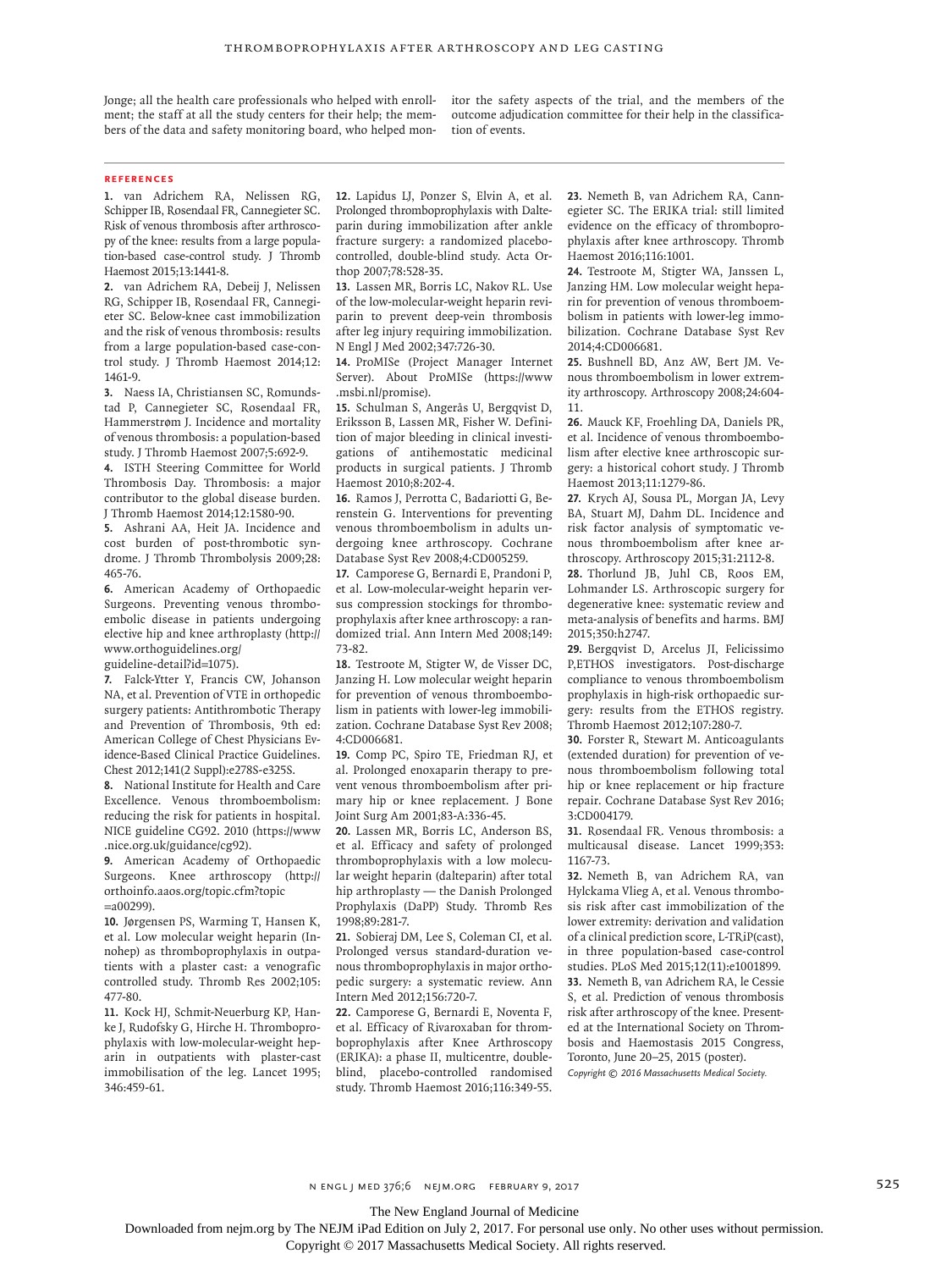Jonge; all the health care professionals who helped with enrollment; the staff at all the study centers for their help; the members of the data and safety monitoring board, who helped monitor the safety aspects of the trial, and the members of the outcome adjudication committee for their help in the classification of events.

## References

1. van Adrichem RA, Nelissen RG, Schipper IB, Rosendaal FR, Cannegieter SC. Risk of venous thrombosis after arthroscopy of the knee: results from a large population-based case-control study. J Thromb Haemost 2015;13:1441-8.
2. van Adrichem RA, Debeij J, Nelissen RG, Schipper IB, Rosendaal FR, Cannegieter SC. Below-knee cast immobilization and the risk of venous thrombosis: results from a large population-based case-control study. J Thromb Haemost 2014;12:1461-9.
3. Naess IA, Christiansen SC, Romundstad P, Cannegieter SC, Rosendaal FR, Hammerstrøm J. Incidence and mortality of venous thrombosis: a population-based study. J Thromb Haemost 2007;5:692-9.
4. ISTH Steering Committee for World Thrombosis Day. Thrombosis: a major contributor to the global disease burden. J Thromb Haemost 2014;12:1580-90.
5. Ashrani AA, Heit JA. Incidence and cost burden of post-thrombotic syndrome. J Thromb Thrombolysis 2009;28:465-76.
6. American Academy of Orthopaedic Surgeons. Preventing venous thromboembolic disease in patients undergoing elective hip and knee arthroplasty (http://www.orthoguidelines.org/guideline-detail?id=1075).
7. Falck-Ytter Y, Francis CW, Johanson NA, et al. Prevention of VTE in orthopedic surgery patients: Antithrombotic Therapy and Prevention of Thrombosis, 9th ed: American College of Chest Physicians Evidence-Based Clinical Practice Guidelines. Chest 2012;141(2 Suppl):e278S-e325S.
8. National Institute for Health and Care Excellence. Venous thromboembolism: reducing the risk for patients in hospital. NICE guideline CG92. 2010 (https://www.nice.org.uk/guidance/cg92).
9. American Academy of Orthopaedic Surgeons. Knee arthroscopy (http://orthoinfo.aaos.org/topic.cfm?topic=a00299).
10. Jørgensen PS, Warming T, Hansen K, et al. Low molecular weight heparin (Innohep) as thromboprophylaxis in outpatients with a plaster cast: a venografic controlled study. Thromb Res 2002;105:477-80.
11. Kock HJ, Schmit-Neuerburg KP, Hanke J, Rudofsky G, Hirche H. Thromboprophylaxis with low-molecular-weight heparin in outpatients with plaster-cast immobilisation of the leg. Lancet 1995;346:459-61.
12. Lapidus LJ, Ponzer S, Elvin A, et al. Prolonged thromboprophylaxis with Dalteparin during immobilization after ankle fracture surgery: a randomized placebo-controlled, double-blind study. Acta Orthop 2007;78:528-35.
13. Lassen MR, Borris LC, Nakov RL. Use of the low-molecular-weight heparin reviparin to prevent deep-vein thrombosis after leg injury requiring immobilization. N Engl J Med 2002;347:726-30.
14. ProMISe (Project Manager Internet Server). About ProMISe (https://www.msbi.nl/promise).
15. Schulman S, Angerås U, Bergqvist D, Eriksson B, Lassen MR, Fisher W. Definition of major bleeding in clinical investigations of antihemostatic medicinal products in surgical patients. J Thromb Haemost 2010;8:202-4.
16. Ramos J, Perrotta C, Badariotti G, Berenstein G. Interventions for preventing venous thromboembolism in adults undergoing knee arthroscopy. Cochrane Database Syst Rev 2008;4:CD005259.
17. Camporese G, Bernardi E, Prandoni P, et al. Low-molecular-weight heparin versus compression stockings for thromboprophylaxis after knee arthroscopy: a randomized trial. Ann Intern Med 2008;149:73-82.
18. Testroote M, Stigter W, de Visser DC, Janzing H. Low molecular weight heparin for prevention of venous thromboembolism in patients with lower-leg immobilization. Cochrane Database Syst Rev 2008;4:CD006681.
19. Comp PC, Spiro TE, Friedman RJ, et al. Prolonged enoxaparin therapy to prevent venous thromboembolism after primary hip or knee replacement. J Bone Joint Surg Am 2001;83-A:336-45.
20. Lassen MR, Borris LC, Anderson BS, et al. Efficacy and safety of prolonged thromboprophylaxis with a low molecular weight heparin (dalteparin) after total hip arthroplasty — the Danish Prolonged Prophylaxis (DaPP) Study. Thromb Res 1998;89:281-7.
21. Sobieraj DM, Lee S, Coleman CI, et al. Prolonged versus standard-duration venous thromboprophylaxis in major orthopedic surgery: a systematic review. Ann Intern Med 2012;156:720-7.
22. Camporese G, Bernardi E, Noventa F, et al. Efficacy of Rivaroxaban for thromboprophylaxis after Knee Arthroscopy (ERIKA): a phase II, multicentre, double-blind, placebo-controlled randomised study. Thromb Haemost 2016;116:349-55.
23. Nemeth B, van Adrichem RA, Cannegieter SC. The ERIKA trial: still limited evidence on the efficacy of thromboprophylaxis after knee arthroscopy. Thromb Haemost 2016;116:1001.
24. Testroote M, Stigter WA, Janssen L, Janzing HM. Low molecular weight heparin for prevention of venous thromboembolism in patients with lower-leg immobilization. Cochrane Database Syst Rev 2014;4:CD006681.
25. Bushnell BD, Anz AW, Bert JM. Venous thromboembolism in lower extremity arthroscopy. Arthroscopy 2008;24:604-11.
26. Mauck KF, Froehling DA, Daniels PR, et al. Incidence of venous thromboembolism after elective knee arthroscopic surgery: a historical cohort study. J Thromb Haemost 2013;11:1279-86.
27. Krych AJ, Sousa PL, Morgan JA, Levy BA, Stuart MJ, Dahm DL. Incidence and risk factor analysis of symptomatic venous thromboembolism after knee arthroscopy. Arthroscopy 2015;31:2112-8.
28. Thorlund JB, Juhl CB, Roos EM, Lohmander LS. Arthroscopic surgery for degenerative knee: systematic review and meta-analysis of benefits and harms. BMJ 2015;350:h2747.
29. Bergqvist D, Arcelus JI, Felicissimo P, ETHOS investigators. Post-discharge compliance to venous thromboembolism prophylaxis in high-risk orthopaedic surgery: results from the ETHOS registry. Thromb Haemost 2012;107:280-7.
30. Forster R, Stewart M. Anticoagulants (extended duration) for prevention of venous thromboembolism following total hip or knee replacement or hip fracture repair. Cochrane Database Syst Rev 2016;3:CD004179.
31. Rosendaal FR. Venous thrombosis: a multicausal disease. Lancet 1999;353:1167-73.
32. Nemeth B, van Adrichem RA, van Hylckama Vlieg A, et al. Venous thrombosis risk after cast immobilization of the lower extremity: derivation and validation of a clinical prediction score, L-TRiP(cast), in three population-based case-control studies. PLoS Med 2015;12(11):e1001899.
33. Nemeth B, van Adrichem RA, le Cessie S, et al. Prediction of venous thrombosis risk after arthroscopy of the knee. Presented at the International Society on Thrombosis and Haemostasis 2015 Congress, Toronto, June 20–25, 2015 (poster).

*Copyright © 2016 Massachusetts Medical Society.*